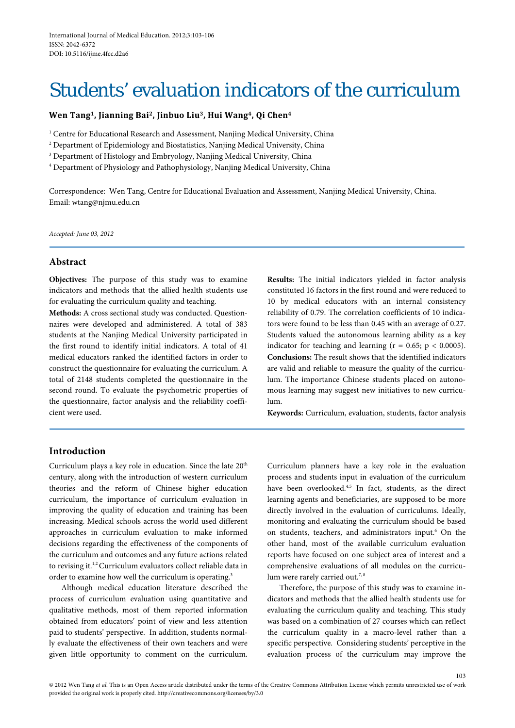International Journal of Medical Education. 2012;3:103-106
ISSN: 2042-6372
DOI: 10.5116/ijme.4fcc.d2a6

# Students' evaluation indicators of the curriculum

**Wen Tang[1], Jianning Bai[2], Jinbuo Liu[3], Hui Wang[4], Qi Chen[4]**

[1] Centre for Educational Research and Assessment, Nanjing Medical University, China
[2] Department of Epidemiology and Biostatistics, Nanjing Medical University, China
[3] Department of Histology and Embryology, Nanjing Medical University, China
[4] Department of Physiology and Pathophysiology, Nanjing Medical University, China

Correspondence: Wen Tang, Centre for Educational Evaluation and Assessment, Nanjing Medical University, China.
Email: wtang@njmu.edu.cn

*Accepted: June 03, 2012*

## Abstract

**Objectives:** The purpose of this study was to examine indicators and methods that the allied health students use for evaluating the curriculum quality and teaching.

**Methods:** A cross sectional study was conducted. Questionnaires were developed and administered. A total of 383 students at the Nanjing Medical University participated in the first round to identify initial indicators. A total of 41 medical educators ranked the identified factors in order to construct the questionnaire for evaluating the curriculum. A total of 2148 students completed the questionnaire in the second round. To evaluate the psychometric properties of the questionnaire, factor analysis and the reliability coefficient were used.

**Results:** The initial indicators yielded in factor analysis constituted 16 factors in the first round and were reduced to 10 by medical educators with an internal consistency reliability of 0.79. The correlation coefficients of 10 indicators were found to be less than 0.45 with an average of 0.27. Students valued the autonomous learning ability as a key indicator for teaching and learning ($r = 0.65$; $p < 0.0005$).

**Conclusions:** The result shows that the identified indicators are valid and reliable to measure the quality of the curriculum. The importance Chinese students placed on autonomous learning may suggest new initiatives to new curriculum.

**Keywords:** Curriculum, evaluation, students, factor analysis

## Introduction

Curriculum plays a key role in education. Since the late 20th century, along with the introduction of western curriculum theories and the reform of Chinese higher education curriculum, the importance of curriculum evaluation in improving the quality of education and training has been increasing. Medical schools across the world used different approaches in curriculum evaluation to make informed decisions regarding the effectiveness of the components of the curriculum and outcomes and any future actions related to revising it.[1,2] Curriculum evaluators collect reliable data in order to examine how well the curriculum is operating.[3]

Although medical education literature described the process of curriculum evaluation using quantitative and qualitative methods, most of them reported information obtained from educators' point of view and less attention paid to students' perspective. In addition, students normally evaluate the effectiveness of their own teachers and were given little opportunity to comment on the curriculum. Curriculum planners have a key role in the evaluation process and students input in evaluation of the curriculum have been overlooked.[4,5] In fact, students, as the direct learning agents and beneficiaries, are supposed to be more directly involved in the evaluation of curriculums. Ideally, monitoring and evaluating the curriculum should be based on students, teachers, and administrators input.[6] On the other hand, most of the available curriculum evaluation reports have focused on one subject area of interest and a comprehensive evaluations of all modules on the curriculum were rarely carried out.[7,8]

Therefore, the purpose of this study was to examine indicators and methods that the allied health students use for evaluating the curriculum quality and teaching. This study was based on a combination of 27 courses which can reflect the curriculum quality in a macro-level rather than a specific perspective. Considering students' perceptive in the evaluation process of the curriculum may improve the

© 2012 Wen Tang *et al*. This is an Open Access article distributed under the terms of the Creative Commons Attribution License which permits unrestricted use of work provided the original work is properly cited. http://creativecommons.org/licenses/by/3.0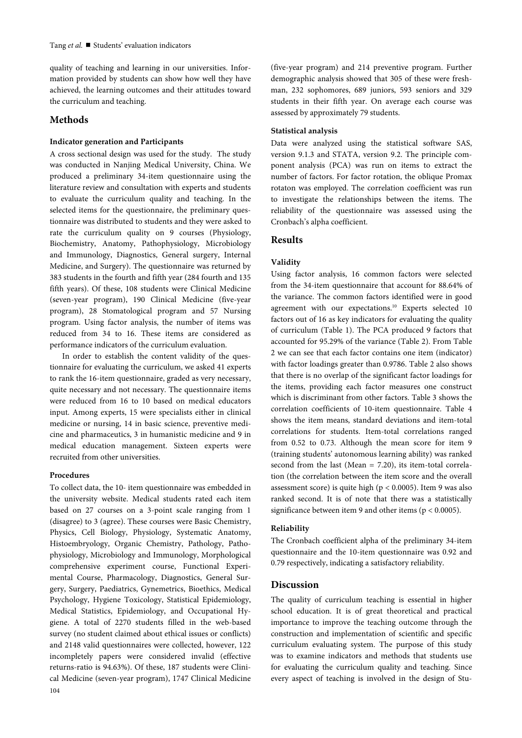quality of teaching and learning in our universities. Information provided by students can show how well they have achieved, the learning outcomes and their attitudes toward the curriculum and teaching.

## Methods

### Indicator generation and Participants

A cross sectional design was used for the study. The study was conducted in Nanjing Medical University, China. We produced a preliminary 34-item questionnaire using the literature review and consultation with experts and students to evaluate the curriculum quality and teaching. In the selected items for the questionnaire, the preliminary questionnaire was distributed to students and they were asked to rate the curriculum quality on 9 courses (Physiology, Biochemistry, Anatomy, Pathophysiology, Microbiology and Immunology, Diagnostics, General surgery, Internal Medicine, and Surgery). The questionnaire was returned by 383 students in the fourth and fifth year (284 fourth and 135 fifth years). Of these, 108 students were Clinical Medicine (seven-year program), 190 Clinical Medicine (five-year program), 28 Stomatological program and 57 Nursing program. Using factor analysis, the number of items was reduced from 34 to 16. These items are considered as performance indicators of the curriculum evaluation.

In order to establish the content validity of the questionnaire for evaluating the curriculum, we asked 41 experts to rank the 16-item questionnaire, graded as very necessary, quite necessary and not necessary. The questionnaire items were reduced from 16 to 10 based on medical educators input. Among experts, 15 were specialists either in clinical medicine or nursing, 14 in basic science, preventive medicine and pharmaceutics, 3 in humanistic medicine and 9 in medical education management. Sixteen experts were recruited from other universities.

### Procedures

To collect data, the 10- item questionnaire was embedded in the university website. Medical students rated each item based on 27 courses on a 3-point scale ranging from 1 (disagree) to 3 (agree). These courses were Basic Chemistry, Physics, Cell Biology, Physiology, Systematic Anatomy, Histoembryology, Organic Chemistry, Pathology, Pathophysiology, Microbiology and Immunology, Morphological comprehensive experiment course, Functional Experimental Course, Pharmacology, Diagnostics, General Surgery, Surgery, Paediatrics, Gynemetrics, Bioethics, Medical Psychology, Hygiene Toxicology, Statistical Epidemiology, Medical Statistics, Epidemiology, and Occupational Hygiene. A total of 2270 students filled in the web-based survey (no student claimed about ethical issues or conflicts) and 2148 valid questionnaires were collected, however, 122 incompletely papers were considered invalid (effective returns-ratio is 94.63%). Of these, 187 students were Clinical Medicine (seven-year program), 1747 Clinical Medicine (five-year program) and 214 preventive program. Further demographic analysis showed that 305 of these were freshman, 232 sophomores, 689 juniors, 593 seniors and 329 students in their fifth year. On average each course was assessed by approximately 79 students.

### Statistical analysis

Data were analyzed using the statistical software SAS, version 9.1.3 and STATA, version 9.2. The principle component analysis (PCA) was run on items to extract the number of factors. For factor rotation, the oblique Promax rotaton was employed. The correlation coefficient was run to investigate the relationships between the items. The reliability of the questionnaire was assessed using the Cronbach's alpha coefficient.

## Results

### Validity

Using factor analysis, 16 common factors were selected from the 34-item questionnaire that account for 88.64% of the variance. The common factors identified were in good agreement with our expectations.[10] Experts selected 10 factors out of 16 as key indicators for evaluating the quality of curriculum (Table 1). The PCA produced 9 factors that accounted for 95.29% of the variance (Table 2). From Table 2 we can see that each factor contains one item (indicator) with factor loadings greater than 0.9786. Table 2 also shows that there is no overlap of the significant factor loadings for the items, providing each factor measures one construct which is discriminant from other factors. Table 3 shows the correlation coefficients of 10-item questionnaire. Table 4 shows the item means, standard deviations and item-total correlations for students. Item-total correlations ranged from 0.52 to 0.73. Although the mean score for item 9 (training students' autonomous learning ability) was ranked second from the last (Mean = 7.20), its item-total correlation (the correlation between the item score and the overall assessment score) is quite high ($p < 0.0005$). Item 9 was also ranked second. It is of note that there was a statistically significance between item 9 and other items ($p < 0.0005$).

### Reliability

The Cronbach coefficient alpha of the preliminary 34-item questionnaire and the 10-item questionnaire was 0.92 and 0.79 respectively, indicating a satisfactory reliability.

## Discussion

The quality of curriculum teaching is essential in higher school education. It is of great theoretical and practical importance to improve the teaching outcome through the construction and implementation of scientific and specific curriculum evaluating system. The purpose of this study was to examine indicators and methods that students use for evaluating the curriculum quality and teaching. Since every aspect of teaching is involved in the design of Stu-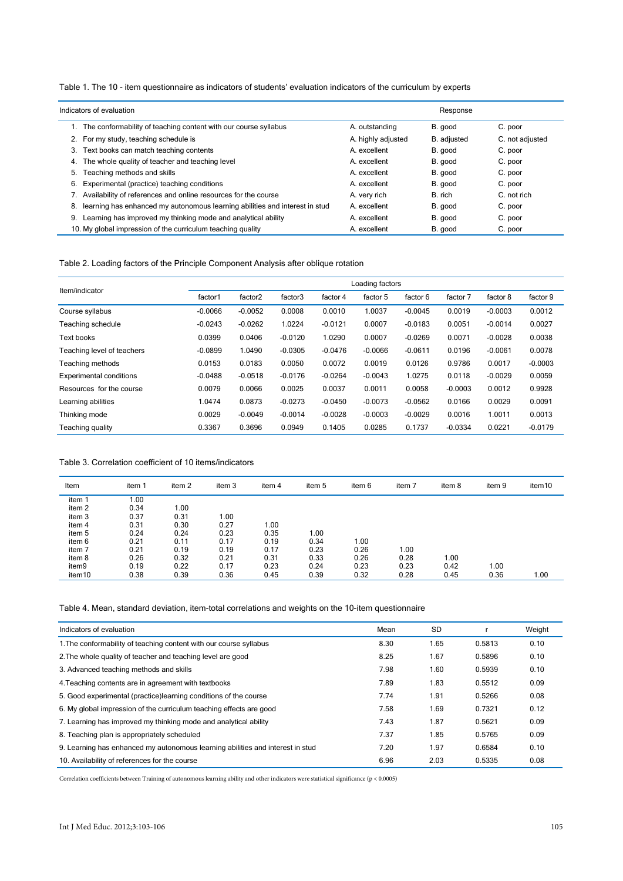Table 1. The 10 - item questionnaire as indicators of students' evaluation indicators of the curriculum by experts

| Indicators of evaluation | Response | | |
|---|---|---|---|
| 1. The conformability of teaching content with our course syllabus | A. outstanding | B. good | C. poor |
| 2. For my study, teaching schedule is | A. highly adjusted | B. adjusted | C. not adjusted |
| 3. Text books can match teaching contents | A. excellent | B. good | C. poor |
| 4. The whole quality of teacher and teaching level | A. excellent | B. good | C. poor |
| 5. Teaching methods and skills | A. excellent | B. good | C. poor |
| 6. Experimental (practice) teaching conditions | A. excellent | B. good | C. poor |
| 7. Availability of references and online resources for the course | A. very rich | B. rich | C. not rich |
| 8. learning has enhanced my autonomous learning abilities and interest in stud | A. excellent | B. good | C. poor |
| 9. Learning has improved my thinking mode and analytical ability | A. excellent | B. good | C. poor |
| 10. My global impression of the curriculum teaching quality | A. excellent | B. good | C. poor |

Table 2. Loading factors of the Principle Component Analysis after oblique rotation

| Item/indicator | Loading factors | | | | | | | | |
|---|---|---|---|---|---|---|---|---|---|
| | factor1 | factor2 | factor3 | factor 4 | factor 5 | factor 6 | factor 7 | factor 8 | factor 9 |
| Course syllabus | -0.0066 | -0.0052 | 0.0008 | 0.0010 | 1.0037 | -0.0045 | 0.0019 | -0.0003 | 0.0012 |
| Teaching schedule | -0.0243 | -0.0262 | 1.0224 | -0.0121 | 0.0007 | -0.0183 | 0.0051 | -0.0014 | 0.0027 |
| Text books | 0.0399 | 0.0406 | -0.0120 | 1.0290 | 0.0007 | -0.0269 | 0.0071 | -0.0028 | 0.0038 |
| Teaching level of teachers | -0.0899 | 1.0490 | -0.0305 | -0.0476 | -0.0066 | -0.0611 | 0.0196 | -0.0061 | 0.0078 |
| Teaching methods | 0.0153 | 0.0183 | 0.0050 | 0.0072 | 0.0019 | 0.0126 | 0.9786 | 0.0017 | -0.0003 |
| Experimental conditions | -0.0488 | -0.0518 | -0.0176 | -0.0264 | -0.0043 | 1.0275 | 0.0118 | -0.0029 | 0.0059 |
| Resources for the course | 0.0079 | 0.0066 | 0.0025 | 0.0037 | 0.0011 | 0.0058 | -0.0003 | 0.0012 | 0.9928 |
| Learning abilities | 1.0474 | 0.0873 | -0.0273 | -0.0450 | -0.0073 | -0.0562 | 0.0166 | 0.0029 | 0.0091 |
| Thinking mode | 0.0029 | -0.0049 | -0.0014 | -0.0028 | -0.0003 | -0.0029 | 0.0016 | 1.0011 | 0.0013 |
| Teaching quality | 0.3367 | 0.3696 | 0.0949 | 0.1405 | 0.0285 | 0.1737 | -0.0334 | 0.0221 | -0.0179 |

Table 3. Correlation coefficient of 10 items/indicators

| Item | item 1 | item 2 | item 3 | item 4 | item 5 | item 6 | item 7 | item 8 | item 9 | item10 |
|---|---|---|---|---|---|---|---|---|---|---|
| item 1 | 1.00 | | | | | | | | | |
| item 2 | 0.34 | 1.00 | | | | | | | | |
| item 3 | 0.37 | 0.31 | 1.00 | | | | | | | |
| item 4 | 0.31 | 0.30 | 0.27 | 1.00 | | | | | | |
| item 5 | 0.24 | 0.24 | 0.23 | 0.35 | 1.00 | | | | | |
| item 6 | 0.21 | 0.11 | 0.17 | 0.19 | 0.34 | 1.00 | | | | |
| item 7 | 0.21 | 0.19 | 0.19 | 0.17 | 0.23 | 0.26 | 1.00 | | | |
| item 8 | 0.26 | 0.32 | 0.21 | 0.31 | 0.33 | 0.26 | 0.28 | 1.00 | | |
| item9 | 0.19 | 0.22 | 0.17 | 0.23 | 0.24 | 0.23 | 0.23 | 0.42 | 1.00 | |
| item10 | 0.38 | 0.39 | 0.36 | 0.45 | 0.39 | 0.32 | 0.28 | 0.45 | 0.36 | 1.00 |

Table 4. Mean, standard deviation, item-total correlations and weights on the 10-item questionnaire

| Indicators of evaluation | Mean | SD | r | Weight |
|---|---|---|---|---|
| 1.The conformability of teaching content with our course syllabus | 8.30 | 1.65 | 0.5813 | 0.10 |
| 2.The whole quality of teacher and teaching level are good | 8.25 | 1.67 | 0.5896 | 0.10 |
| 3. Advanced teaching methods and skills | 7.98 | 1.60 | 0.5939 | 0.10 |
| 4.Teaching contents are in agreement with textbooks | 7.89 | 1.83 | 0.5512 | 0.09 |
| 5. Good experimental (practice)learning conditions of the course | 7.74 | 1.91 | 0.5266 | 0.08 |
| 6. My global impression of the curriculum teaching effects are good | 7.58 | 1.69 | 0.7321 | 0.12 |
| 7. Learning has improved my thinking mode and analytical ability | 7.43 | 1.87 | 0.5621 | 0.09 |
| 8. Teaching plan is appropriately scheduled | 7.37 | 1.85 | 0.5765 | 0.09 |
| 9. Learning has enhanced my autonomous learning abilities and interest in stud | 7.20 | 1.97 | 0.6584 | 0.10 |
| 10. Availability of references for the course | 6.96 | 2.03 | 0.5335 | 0.08 |

Correlation coefficients between Training of autonomous learning ability and other indicators were statistical significance ($p < 0.0005$)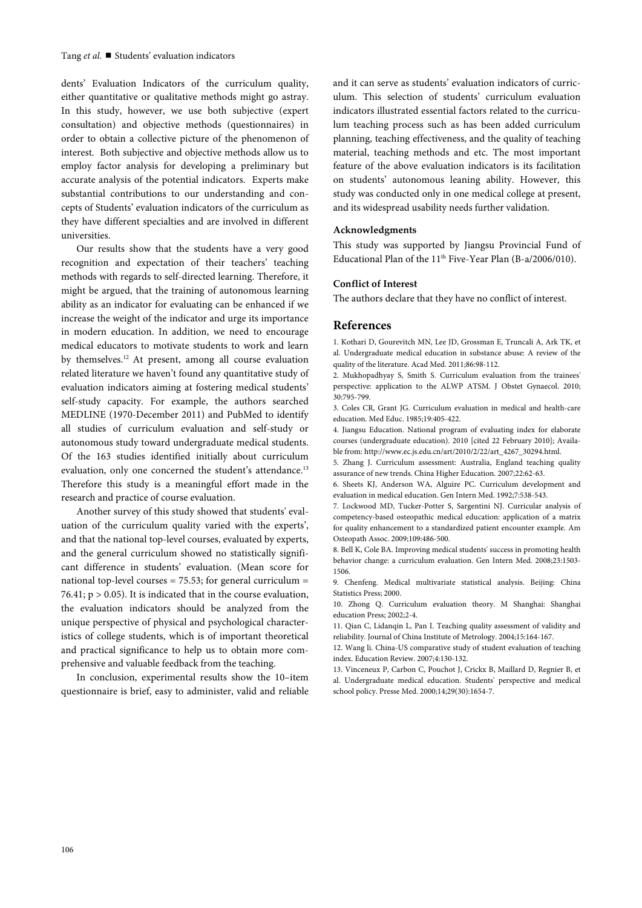dents' Evaluation Indicators of the curriculum quality, either quantitative or qualitative methods might go astray. In this study, however, we use both subjective (expert consultation) and objective methods (questionnaires) in order to obtain a collective picture of the phenomenon of interest. Both subjective and objective methods allow us to employ factor analysis for developing a preliminary but accurate analysis of the potential indicators. Experts make substantial contributions to our understanding and concepts of Students' evaluation indicators of the curriculum as they have different specialties and are involved in different universities.

Our results show that the students have a very good recognition and expectation of their teachers' teaching methods with regards to self-directed learning. Therefore, it might be argued, that the training of autonomous learning ability as an indicator for evaluating can be enhanced if we increase the weight of the indicator and urge its importance in modern education. In addition, we need to encourage medical educators to motivate students to work and learn by themselves.[12] At present, among all course evaluation related literature we haven't found any quantitative study of evaluation indicators aiming at fostering medical students' self-study capacity. For example, the authors searched MEDLINE (1970-December 2011) and PubMed to identify all studies of curriculum evaluation and self-study or autonomous study toward undergraduate medical students. Of the 163 studies identified initially about curriculum evaluation, only one concerned the student's attendance.[13] Therefore this study is a meaningful effort made in the research and practice of course evaluation.

Another survey of this study showed that students' evaluation of the curriculum quality varied with the experts', and that the national top-level courses, evaluated by experts, and the general curriculum showed no statistically significant difference in students' evaluation. (Mean score for national top-level courses = 75.53; for general curriculum = 76.41; $p > 0.05$). It is indicated that in the course evaluation, the evaluation indicators should be analyzed from the unique perspective of physical and psychological characteristics of college students, which is of important theoretical and practical significance to help us to obtain more comprehensive and valuable feedback from the teaching.

In conclusion, experimental results show the 10–item questionnaire is brief, easy to administer, valid and reliable and it can serve as students' evaluation indicators of curriculum. This selection of students' curriculum evaluation indicators illustrated essential factors related to the curriculum teaching process such as has been added curriculum planning, teaching effectiveness, and the quality of teaching material, teaching methods and etc. The most important feature of the above evaluation indicators is its facilitation on students' autonomous leaning ability. However, this study was conducted only in one medical college at present, and its widespread usability needs further validation.

### Acknowledgments

This study was supported by Jiangsu Provincial Fund of Educational Plan of the 11th Five-Year Plan (B-a/2006/010).

### Conflict of Interest

The authors declare that they have no conflict of interest.

## References

1. Kothari D, Gourevitch MN, Lee JD, Grossman E, Truncali A, Ark TK, et al. Undergraduate medical education in substance abuse: A review of the quality of the literature. Acad Med. 2011;86:98-112.
2. Mukhopadhyay S, Smith S. Curriculum evaluation from the trainees' perspective: application to the ALWP ATSM. J Obstet Gynaecol. 2010; 30:795-799.
3. Coles CR, Grant JG. Curriculum evaluation in medical and health-care education. Med Educ. 1985;19:405-422.
4. Jiangsu Education. National program of evaluating index for elaborate courses (undergraduate education). 2010 [cited 22 February 2010]; Available from: http://www.ec.js.edu.cn/art/2010/2/22/art_4267_30294.html.
5. Zhang J. Curriculum assessment: Australia, England teaching quality assurance of new trends. China Higher Education. 2007;22:62-63.
6. Sheets KJ, Anderson WA, Alguire PC. Curriculum development and evaluation in medical education. Gen Intern Med. 1992;7:538-543.
7. Lockwood MD, Tucker-Potter S, Sargentini NJ. Curricular analysis of competency-based osteopathic medical education: application of a matrix for quality enhancement to a standardized patient encounter example. Am Osteopath Assoc. 2009;109:486-500.
8. Bell K, Cole BA. Improving medical students' success in promoting health behavior change: a curriculum evaluation. Gen Intern Med. 2008;23:1503-1506.
9. Chenfeng. Medical multivariate statistical analysis. Beijing: China Statistics Press; 2000.
10. Zhong Q. Curriculum evaluation theory. M Shanghai: Shanghai education Press; 2002;2-4.
11. Qian C, Lidanqin L, Pan I. Teaching quality assessment of validity and reliability. Journal of China Institute of Metrology. 2004;15:164-167.
12. Wang li. China-US comparative study of student evaluation of teaching index. Education Review. 2007;4:130-132.
13. Vinceneux P, Carbon C, Pouchot J, Crickx B, Maillard D, Regnier B, et al. Undergraduate medical education. Students' perspective and medical school policy. Presse Med. 2000;14;29(30):1654-7.